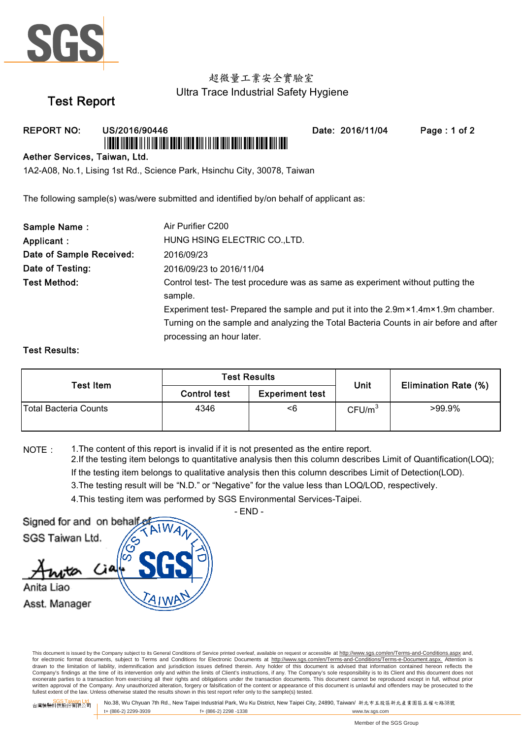SGS

超微量工業安全實驗室
Ultra Trace Industrial Safety Hygiene

# Test Report

**REPORT NO:** US/2016/90446 **Date:** 2016/11/04

**Aether Services, Taiwan, Ltd.**
1A2-A08, No.1, Lising 1st Rd., Science Park, Hsinchu City, 30078, Taiwan

The following sample(s) was/were submitted and identified by/on behalf of applicant as:

**Sample Name :** Air Purifier C200
**Applicant :** HUNG HSING ELECTRIC CO.,LTD.
**Date of Sample Received:** 2016/09/23
**Date of Testing:** 2016/09/23 to 2016/11/04
**Test Method:** Control test- The test procedure was as same as experiment without putting the sample.
Experiment test- Prepared the sample and put it into the 2.9m×1.4m×1.9m chamber. Turning on the sample and analyzing the Total Bacteria Counts in air before and after processing an hour later.

**Test Results:**

| Test Item | Test Results | | Unit | Elimination Rate (%) |
|---|---|---|---|---|
| | Control test | Experiment test | | |
| Total Bacteria Counts | 4346 | <6 | $CFU/m^3$ | >99.9% |

NOTE： 1.The content of this report is invalid if it is not presented as the entire report.
2.If the testing item belongs to quantitative analysis then this column describes Limit of Quantification(LOQ); If the testing item belongs to qualitative analysis then this column describes Limit of Detection(LOD).
3.The testing result will be "N.D." or "Negative" for the value less than LOQ/LOD, respectively.
4.This testing item was performed by SGS Environmental Services-Taipei.

- END -

Signed for and on behalf of
SGS Taiwan Ltd.

Anita Liao
Asst. Manager

This document is issued by the Company subject to its General Conditions of Service printed overleaf, available on request or accessible at http://www.sgs.com/en/Terms-and-Conditions.aspx and, for electronic format documents, subject to Terms and Conditions for Electronic Documents at http://www.sgs.com/en/Terms-and-Conditions/Terms-e-Document.aspx. Attention is drawn to the limitation of liability, indemnification and jurisdiction issues defined therein. Any holder of this document is advised that information contained hereon reflects the Company's findings at the time of its intervention only and within the limits of Client's instructions, if any. The Company's sole responsibility is to its Client and this document does not exonerate parties to a transaction from exercising all their rights and obligations under the transaction documents. This document cannot be reproduced except in full, without prior written approval of the Company. Any unauthorized alteration, forgery or falsification of the content or appearance of this document is unlawful and offenders may be prosecuted to the fullest extent of the law. Unless otherwise stated the results shown in this test report refer only to the sample(s) tested.

SGS Taiwan Ltd. 台灣檢驗科技股份有限公司 | No.38, Wu Chyuan 7th Rd., New Taipei Industrial Park, Wu Ku District, New Taipei City, 24890, Taiwan/ 新北市五股區新北產業園區五權七路38號
t+ (886-2) 2299-3939 f+ (886-2) 2298 -1338 www.tw.sgs.com

Member of the SGS Group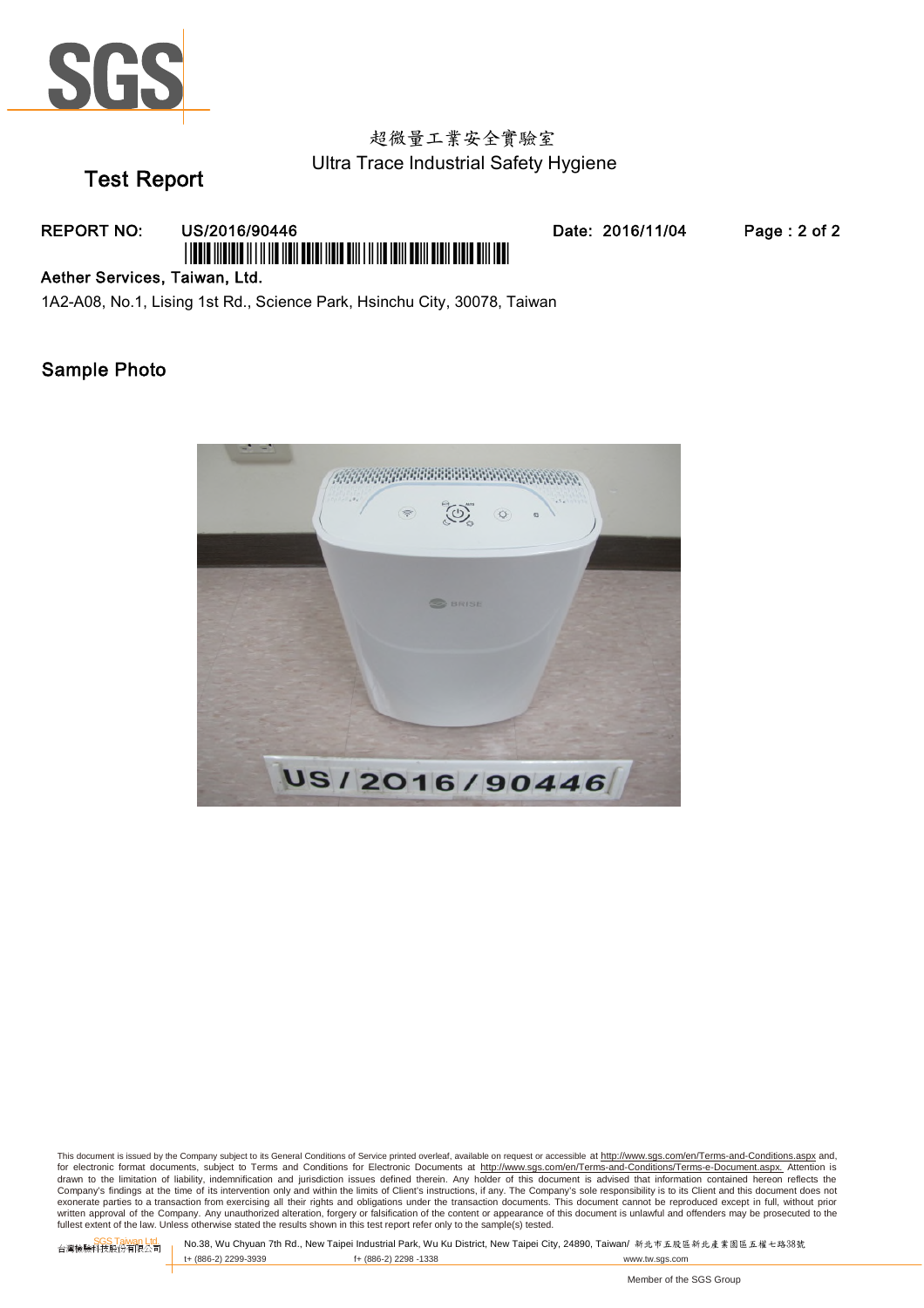# Test Report

超微量工業安全實驗室
Ultra Trace Industrial Safety Hygiene

**REPORT NO:** US/2016/90446 **Date:** 2016/11/04

**Aether Services, Taiwan, Ltd.**

1A2-A08, No.1, Lising 1st Rd., Science Park, Hsinchu City, 30078, Taiwan

## Sample Photo

This document is issued by the Company subject to its General Conditions of Service printed overleaf, available on request or accessible at http://www.sgs.com/en/Terms-and-Conditions.aspx and, for electronic format documents, subject to Terms and Conditions for Electronic Documents at http://www.sgs.com/en/Terms-and-Conditions/Terms-e-Document.aspx. Attention is drawn to the limitation of liability, indemnification and jurisdiction issues defined therein. Any holder of this document is advised that information contained hereon reflects the Company's findings at the time of its intervention only and within the limits of Client's instructions, if any. The Company's sole responsibility is to its Client and this document does not exonerate parties to a transaction from exercising all their rights and obligations under the transaction documents. This document cannot be reproduced except in full, without prior written approval of the Company. Any unauthorized alteration, forgery or falsification of the content or appearance of this document is unlawful and offenders may be prosecuted to the fullest extent of the law. Unless otherwise stated the results shown in this test report refer only to the sample(s) tested.

SGS Taiwan Ltd. 台灣檢驗科技股份有限公司 No.38, Wu Chyuan 7th Rd., New Taipei Industrial Park, Wu Ku District, New Taipei City, 24890, Taiwan/ 新北市五股區新北產業園區五權七路38號
t+ (886-2) 2299-3939 f+ (886-2) 2298 -1338 www.tw.sgs.com

Member of the SGS Group